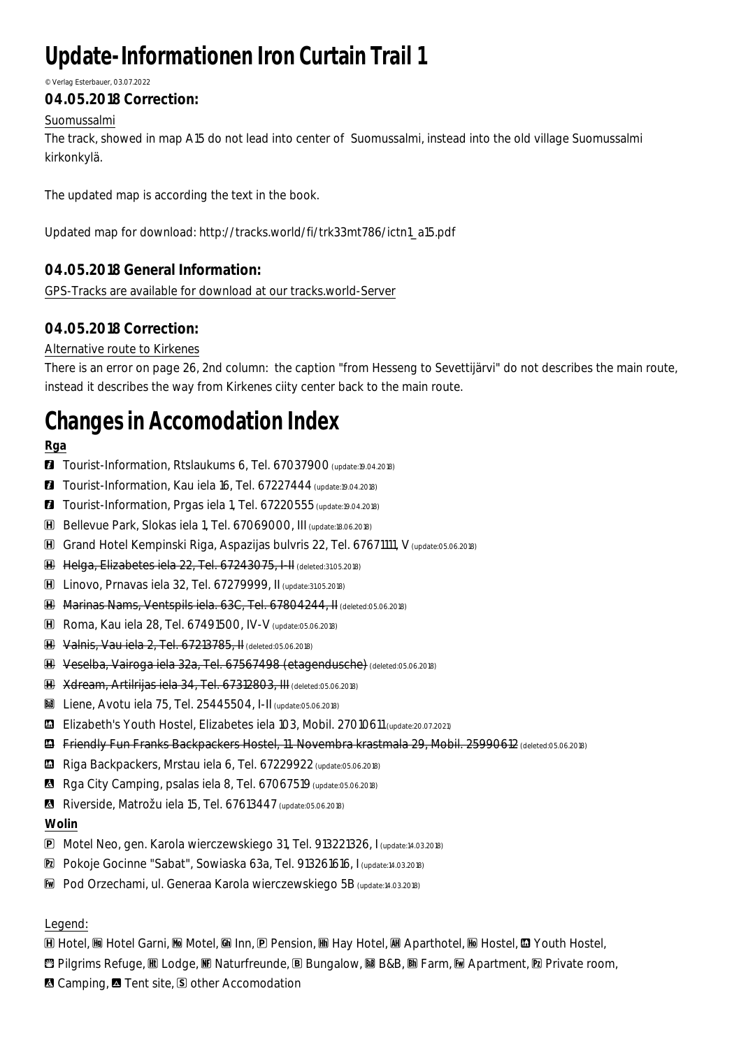# Update-Informationen Iron Curtain Trail 1

© Verlag Esterbauer, 03.07.2022

### 04.05.2018 Correction:

Suomussalmi

The track, showed in map A15 do not lead into center of Suomussalmi, instead into the old village Suomussalmi kirkonkylä.

The updated map is according the text in the book.

Updated map for download: http://tracks.world/fi/trk33mt786/ictn1_a15.pdf

### 04.05.2018 General Information:

GPS-Tracks are available for download at our tracks.world-Server

### 04.05.2018 Correction:

Alternative route to Kirkenes

There is an error on page 26, 2nd column: the caption "from Hesseng to Sevettijärvi" do not describes the main route, instead it describes the way from Kirkenes ciity center back to the main route.

# Changes in Accomodation Index

**Rga**

- i Tourist-Information, Rtslaukums 6, Tel. 67037900 (update:19.04.2018)
- i Tourist-Information, Kau iela 16, Tel. 67227444 (update:19.04.2018)
- i Tourist-Information, Prgas iela 1, Tel. 67220555 (update:19.04.2018)
- H Bellevue Park, Slokas iela 1, Tel. 67069000, III (update:18.06.2018)
- H Grand Hotel Kempinski Riga, Aspazijas bulvris 22, Tel. 67671111, V (update:05.06.2018)
- ~~H Helga, Elizabetes iela 22, Tel. 67243075, I-II~~ (deleted:31.05.2018)
- H Linovo, Prnavas iela 32, Tel. 67279999, II (update:31.05.2018)
- ~~H Marinas Nams, Ventspils iela. 63C, Tel. 67804244, II~~ (deleted:05.06.2018)
- H Roma, Kau iela 28, Tel. 67491500, IV-V (update:05.06.2018)
- ~~H Valnis, Vau iela 2, Tel. 67213785, II~~ (deleted:05.06.2018)
- ~~H Veselba, Vairoga iela 32a, Tel. 67567498 (etagendusche)~~ (deleted:05.06.2018)
- ~~H Xdream, Artilrijas iela 34, Tel. 67312803, III~~ (deleted:05.06.2018)
- BB Liene, Avotu iela 75, Tel. 25445504, I-II (update:05.06.2018)
- Youth Hostel Elizabeth's Youth Hostel, Elizabetes iela 103, Mobil. 27010611 (update:20.07.2021)
- ~~Youth Hostel Friendly Fun Franks Backpackers Hostel, 11. Novembra krastmala 29, Mobil. 25990612~~ (deleted:05.06.2018)
- Youth Hostel Riga Backpackers, Mrstau iela 6, Tel. 67229922 (update:05.06.2018)
- Camping Rga City Camping, psalas iela 8, Tel. 67067519 (update:05.06.2018)
- Camping Riverside, Matrožu iela 15, Tel. 67613447 (update:05.06.2018)

**Wolin**

- P Motel Neo, gen. Karola wierczewskiego 31, Tel. 913221326, I (update:14.03.2018)
- Pz Pokoje Gocinne "Sabat", Sowiaska 63a, Tel. 913261616, I (update:14.03.2018)
- Fw Pod Orzechami, ul. Generaa Karola wierczewskiego 5B (update:14.03.2018)

Legend:

H Hotel, Hg Hotel Garni, Mo Motel, Gh Inn, P Pension, Hh Hay Hotel, AH Aparthotel, Ho Hostel, Youth Hostel, Pilgrims Refuge, Ht Lodge, NF Naturfreunde, B Bungalow, BB B&B, Bh Farm, Fw Apartment, Pz Private room, Camping, Tent site, S other Accomodation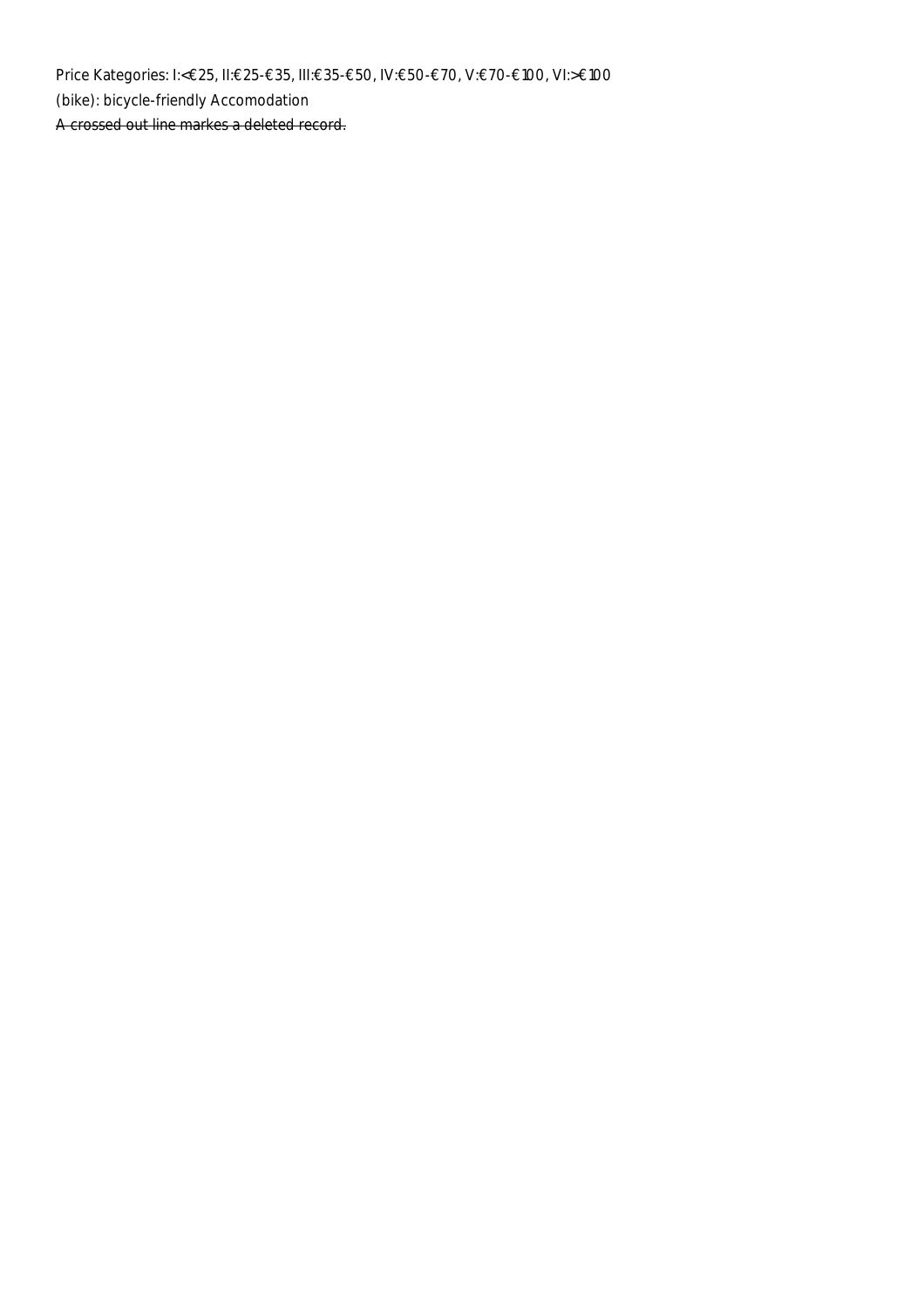Price Kategories: I:<€25, II:€25-€35, III:€35-€50, IV:€50-€70, V:€70-€100, VI:>€100

(bike): bicycle-friendly Accomodation

~~A crossed out line markes a deleted record.~~